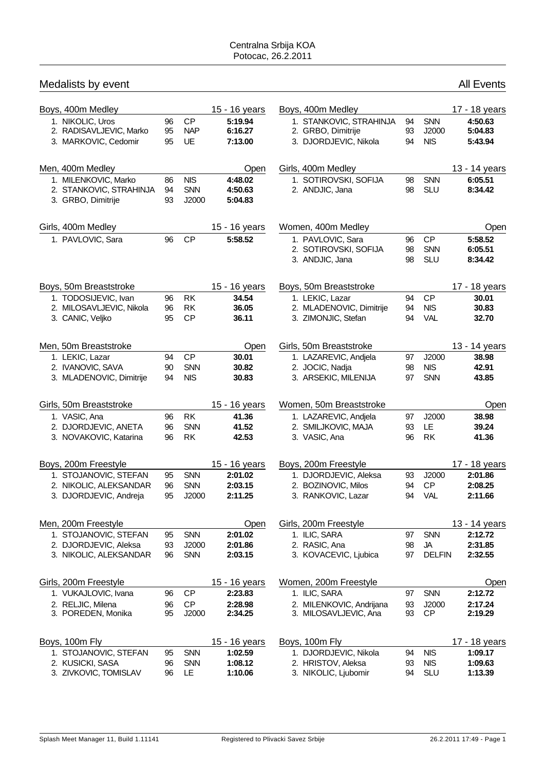Centralna Srbija KOA
Potocac, 26.2.2011

## Medalists by event

All Events

### Boys, 400m Medley — 15 - 16 years

| Place | Name | YOB | Club | Time |
|---|---|---|---|---|
| 1. | NIKOLIC, Uros | 96 | CP | 5:19.94 |
| 2. | RADISAVLJEVIC, Marko | 95 | NAP | 6:16.27 |
| 3. | MARKOVIC, Cedomir | 95 | UE | 7:13.00 |

### Boys, 400m Medley — 17 - 18 years

| Place | Name | YOB | Club | Time |
|---|---|---|---|---|
| 1. | STANKOVIC, STRAHINJA | 94 | SNN | 4:50.63 |
| 2. | GRBO, Dimitrije | 93 | J2000 | 5:04.83 |
| 3. | DJORDJEVIC, Nikola | 94 | NIS | 5:43.94 |

### Men, 400m Medley — Open

| Place | Name | YOB | Club | Time |
|---|---|---|---|---|
| 1. | MILENKOVIC, Marko | 86 | NIS | 4:48.02 |
| 2. | STANKOVIC, STRAHINJA | 94 | SNN | 4:50.63 |
| 3. | GRBO, Dimitrije | 93 | J2000 | 5:04.83 |

### Girls, 400m Medley — 13 - 14 years

| Place | Name | YOB | Club | Time |
|---|---|---|---|---|
| 1. | SOTIROVSKI, SOFIJA | 98 | SNN | 6:05.51 |
| 2. | ANDJIC, Jana | 98 | SLU | 8:34.42 |

### Girls, 400m Medley — 15 - 16 years

| Place | Name | YOB | Club | Time |
|---|---|---|---|---|
| 1. | PAVLOVIC, Sara | 96 | CP | 5:58.52 |

### Women, 400m Medley — Open

| Place | Name | YOB | Club | Time |
|---|---|---|---|---|
| 1. | PAVLOVIC, Sara | 96 | CP | 5:58.52 |
| 2. | SOTIROVSKI, SOFIJA | 98 | SNN | 6:05.51 |
| 3. | ANDJIC, Jana | 98 | SLU | 8:34.42 |

### Boys, 50m Breaststroke — 15 - 16 years

| Place | Name | YOB | Club | Time |
|---|---|---|---|---|
| 1. | TODOSIJEVIC, Ivan | 96 | RK | 34.54 |
| 2. | MILOSAVLJEVIC, Nikola | 96 | RK | 36.05 |
| 3. | CANIC, Veljko | 95 | CP | 36.11 |

### Boys, 50m Breaststroke — 17 - 18 years

| Place | Name | YOB | Club | Time |
|---|---|---|---|---|
| 1. | LEKIC, Lazar | 94 | CP | 30.01 |
| 2. | MLADENOVIC, Dimitrije | 94 | NIS | 30.83 |
| 3. | ZIMONJIC, Stefan | 94 | VAL | 32.70 |

### Men, 50m Breaststroke — Open

| Place | Name | YOB | Club | Time |
|---|---|---|---|---|
| 1. | LEKIC, Lazar | 94 | CP | 30.01 |
| 2. | IVANOVIC, SAVA | 90 | SNN | 30.82 |
| 3. | MLADENOVIC, Dimitrije | 94 | NIS | 30.83 |

### Girls, 50m Breaststroke — 13 - 14 years

| Place | Name | YOB | Club | Time |
|---|---|---|---|---|
| 1. | LAZAREVIC, Andjela | 97 | J2000 | 38.98 |
| 2. | JOCIC, Nadja | 98 | NIS | 42.91 |
| 3. | ARSEKIC, MILENIJA | 97 | SNN | 43.85 |

### Girls, 50m Breaststroke — 15 - 16 years

| Place | Name | YOB | Club | Time |
|---|---|---|---|---|
| 1. | VASIC, Ana | 96 | RK | 41.36 |
| 2. | DJORDJEVIC, ANETA | 96 | SNN | 41.52 |
| 3. | NOVAKOVIC, Katarina | 96 | RK | 42.53 |

### Women, 50m Breaststroke — Open

| Place | Name | YOB | Club | Time |
|---|---|---|---|---|
| 1. | LAZAREVIC, Andjela | 97 | J2000 | 38.98 |
| 2. | SMILJKOVIC, MAJA | 93 | LE | 39.24 |
| 3. | VASIC, Ana | 96 | RK | 41.36 |

### Boys, 200m Freestyle — 15 - 16 years

| Place | Name | YOB | Club | Time |
|---|---|---|---|---|
| 1. | STOJANOVIC, STEFAN | 95 | SNN | 2:01.02 |
| 2. | NIKOLIC, ALEKSANDAR | 96 | SNN | 2:03.15 |
| 3. | DJORDJEVIC, Andreja | 95 | J2000 | 2:11.25 |

### Boys, 200m Freestyle — 17 - 18 years

| Place | Name | YOB | Club | Time |
|---|---|---|---|---|
| 1. | DJORDJEVIC, Aleksa | 93 | J2000 | 2:01.86 |
| 2. | BOZINOVIC, Milos | 94 | CP | 2:08.25 |
| 3. | RANKOVIC, Lazar | 94 | VAL | 2:11.66 |

### Men, 200m Freestyle — Open

| Place | Name | YOB | Club | Time |
|---|---|---|---|---|
| 1. | STOJANOVIC, STEFAN | 95 | SNN | 2:01.02 |
| 2. | DJORDJEVIC, Aleksa | 93 | J2000 | 2:01.86 |
| 3. | NIKOLIC, ALEKSANDAR | 96 | SNN | 2:03.15 |

### Girls, 200m Freestyle — 13 - 14 years

| Place | Name | YOB | Club | Time |
|---|---|---|---|---|
| 1. | ILIC, SARA | 97 | SNN | 2:12.72 |
| 2. | RASIC, Ana | 98 | JA | 2:31.85 |
| 3. | KOVACEVIC, Ljubica | 97 | DELFIN | 2:32.55 |

### Girls, 200m Freestyle — 15 - 16 years

| Place | Name | YOB | Club | Time |
|---|---|---|---|---|
| 1. | VUKAJLOVIC, Ivana | 96 | CP | 2:23.83 |
| 2. | RELJIC, Milena | 96 | CP | 2:28.98 |
| 3. | POREDEN, Monika | 95 | J2000 | 2:34.25 |

### Women, 200m Freestyle — Open

| Place | Name | YOB | Club | Time |
|---|---|---|---|---|
| 1. | ILIC, SARA | 97 | SNN | 2:12.72 |
| 2. | MILENKOVIC, Andrijana | 93 | J2000 | 2:17.24 |
| 3. | MILOSAVLJEVIC, Ana | 93 | CP | 2:19.29 |

### Boys, 100m Fly — 15 - 16 years

| Place | Name | YOB | Club | Time |
|---|---|---|---|---|
| 1. | STOJANOVIC, STEFAN | 95 | SNN | 1:02.59 |
| 2. | KUSICKI, SASA | 96 | SNN | 1:08.12 |
| 3. | ZIVKOVIC, TOMISLAV | 96 | LE | 1:10.06 |

### Boys, 100m Fly — 17 - 18 years

| Place | Name | YOB | Club | Time |
|---|---|---|---|---|
| 1. | DJORDJEVIC, Nikola | 94 | NIS | 1:09.17 |
| 2. | HRISTOV, Aleksa | 93 | NIS | 1:09.63 |
| 3. | NIKOLIC, Ljubomir | 94 | SLU | 1:13.39 |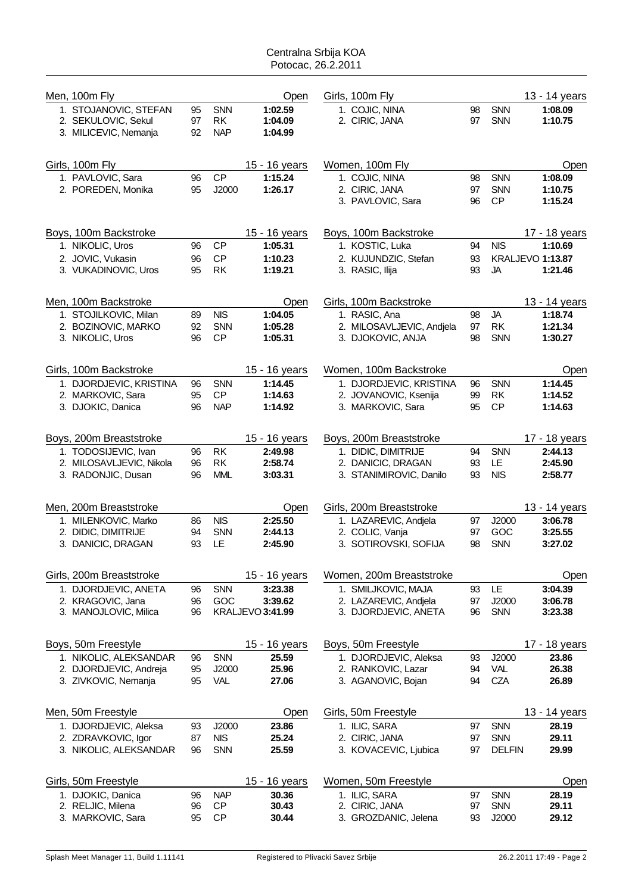# Centralna Srbija KOA
Potocac, 26.2.2011

## Men, 100m Fly — Open

| Place | Name | Year | Club | Time |
|---|---|---|---|---|
| 1. | STOJANOVIC, STEFAN | 95 | SNN | 1:02.59 |
| 2. | SEKULOVIC, Sekul | 97 | RK | 1:04.09 |
| 3. | MILICEVIC, Nemanja | 92 | NAP | 1:04.99 |

## Girls, 100m Fly — 13 - 14 years

| Place | Name | Year | Club | Time |
|---|---|---|---|---|
| 1. | COJIC, NINA | 98 | SNN | 1:08.09 |
| 2. | CIRIC, JANA | 97 | SNN | 1:10.75 |

## Girls, 100m Fly — 15 - 16 years

| Place | Name | Year | Club | Time |
|---|---|---|---|---|
| 1. | PAVLOVIC, Sara | 96 | CP | 1:15.24 |
| 2. | POREDEN, Monika | 95 | J2000 | 1:26.17 |

## Women, 100m Fly — Open

| Place | Name | Year | Club | Time |
|---|---|---|---|---|
| 1. | COJIC, NINA | 98 | SNN | 1:08.09 |
| 2. | CIRIC, JANA | 97 | SNN | 1:10.75 |
| 3. | PAVLOVIC, Sara | 96 | CP | 1:15.24 |

## Boys, 100m Backstroke — 15 - 16 years

| Place | Name | Year | Club | Time |
|---|---|---|---|---|
| 1. | NIKOLIC, Uros | 96 | CP | 1:05.31 |
| 2. | JOVIC, Vukasin | 96 | CP | 1:10.23 |
| 3. | VUKADINOVIC, Uros | 95 | RK | 1:19.21 |

## Boys, 100m Backstroke — 17 - 18 years

| Place | Name | Year | Club | Time |
|---|---|---|---|---|
| 1. | KOSTIC, Luka | 94 | NIS | 1:10.69 |
| 2. | KUJUNDZIC, Stefan | 93 | KRALJEVO | 1:13.87 |
| 3. | RASIC, Ilija | 93 | JA | 1:21.46 |

## Men, 100m Backstroke — Open

| Place | Name | Year | Club | Time |
|---|---|---|---|---|
| 1. | STOJILKOVIC, Milan | 89 | NIS | 1:04.05 |
| 2. | BOZINOVIC, MARKO | 92 | SNN | 1:05.28 |
| 3. | NIKOLIC, Uros | 96 | CP | 1:05.31 |

## Girls, 100m Backstroke — 13 - 14 years

| Place | Name | Year | Club | Time |
|---|---|---|---|---|
| 1. | RASIC, Ana | 98 | JA | 1:18.74 |
| 2. | MILOSAVLJEVIC, Andjela | 97 | RK | 1:21.34 |
| 3. | DJOKOVIC, ANJA | 98 | SNN | 1:30.27 |

## Girls, 100m Backstroke — 15 - 16 years

| Place | Name | Year | Club | Time |
|---|---|---|---|---|
| 1. | DJORDJEVIC, KRISTINA | 96 | SNN | 1:14.45 |
| 2. | MARKOVIC, Sara | 95 | CP | 1:14.63 |
| 3. | DJOKIC, Danica | 96 | NAP | 1:14.92 |

## Women, 100m Backstroke — Open

| Place | Name | Year | Club | Time |
|---|---|---|---|---|
| 1. | DJORDJEVIC, KRISTINA | 96 | SNN | 1:14.45 |
| 2. | JOVANOVIC, Ksenija | 99 | RK | 1:14.52 |
| 3. | MARKOVIC, Sara | 95 | CP | 1:14.63 |

## Boys, 200m Breaststroke — 15 - 16 years

| Place | Name | Year | Club | Time |
|---|---|---|---|---|
| 1. | TODOSIJEVIC, Ivan | 96 | RK | 2:49.98 |
| 2. | MILOSAVLJEVIC, Nikola | 96 | RK | 2:58.74 |
| 3. | RADONJIC, Dusan | 96 | MML | 3:03.31 |

## Boys, 200m Breaststroke — 17 - 18 years

| Place | Name | Year | Club | Time |
|---|---|---|---|---|
| 1. | DIDIC, DIMITRIJE | 94 | SNN | 2:44.13 |
| 2. | DANICIC, DRAGAN | 93 | LE | 2:45.90 |
| 3. | STANIMIROVIC, Danilo | 93 | NIS | 2:58.77 |

## Men, 200m Breaststroke — Open

| Place | Name | Year | Club | Time |
|---|---|---|---|---|
| 1. | MILENKOVIC, Marko | 86 | NIS | 2:25.50 |
| 2. | DIDIC, DIMITRIJE | 94 | SNN | 2:44.13 |
| 3. | DANICIC, DRAGAN | 93 | LE | 2:45.90 |

## Girls, 200m Breaststroke — 13 - 14 years

| Place | Name | Year | Club | Time |
|---|---|---|---|---|
| 1. | LAZAREVIC, Andjela | 97 | J2000 | 3:06.78 |
| 2. | COLIC, Vanja | 97 | GOC | 3:25.55 |
| 3. | SOTIROVSKI, SOFIJA | 98 | SNN | 3:27.02 |

## Girls, 200m Breaststroke — 15 - 16 years

| Place | Name | Year | Club | Time |
|---|---|---|---|---|
| 1. | DJORDJEVIC, ANETA | 96 | SNN | 3:23.38 |
| 2. | KRAGOVIC, Jana | 96 | GOC | 3:39.62 |
| 3. | MANOJLOVIC, Milica | 96 | KRALJEVO | 3:41.99 |

## Women, 200m Breaststroke — Open

| Place | Name | Year | Club | Time |
|---|---|---|---|---|
| 1. | SMILJKOVIC, MAJA | 93 | LE | 3:04.39 |
| 2. | LAZAREVIC, Andjela | 97 | J2000 | 3:06.78 |
| 3. | DJORDJEVIC, ANETA | 96 | SNN | 3:23.38 |

## Boys, 50m Freestyle — 15 - 16 years

| Place | Name | Year | Club | Time |
|---|---|---|---|---|
| 1. | NIKOLIC, ALEKSANDAR | 96 | SNN | 25.59 |
| 2. | DJORDJEVIC, Andreja | 95 | J2000 | 25.96 |
| 3. | ZIVKOVIC, Nemanja | 95 | VAL | 27.06 |

## Boys, 50m Freestyle — 17 - 18 years

| Place | Name | Year | Club | Time |
|---|---|---|---|---|
| 1. | DJORDJEVIC, Aleksa | 93 | J2000 | 23.86 |
| 2. | RANKOVIC, Lazar | 94 | VAL | 26.38 |
| 3. | AGANOVIC, Bojan | 94 | CZA | 26.89 |

## Men, 50m Freestyle — Open

| Place | Name | Year | Club | Time |
|---|---|---|---|---|
| 1. | DJORDJEVIC, Aleksa | 93 | J2000 | 23.86 |
| 2. | ZDRAVKOVIC, Igor | 87 | NIS | 25.24 |
| 3. | NIKOLIC, ALEKSANDAR | 96 | SNN | 25.59 |

## Girls, 50m Freestyle — 13 - 14 years

| Place | Name | Year | Club | Time |
|---|---|---|---|---|
| 1. | ILIC, SARA | 97 | SNN | 28.19 |
| 2. | CIRIC, JANA | 97 | SNN | 29.11 |
| 3. | KOVACEVIC, Ljubica | 97 | DELFIN | 29.99 |

## Girls, 50m Freestyle — 15 - 16 years

| Place | Name | Year | Club | Time |
|---|---|---|---|---|
| 1. | DJOKIC, Danica | 96 | NAP | 30.36 |
| 2. | RELJIC, Milena | 96 | CP | 30.43 |
| 3. | MARKOVIC, Sara | 95 | CP | 30.44 |

## Women, 50m Freestyle — Open

| Place | Name | Year | Club | Time |
|---|---|---|---|---|
| 1. | ILIC, SARA | 97 | SNN | 28.19 |
| 2. | CIRIC, JANA | 97 | SNN | 29.11 |
| 3. | GROZDANIC, Jelena | 93 | J2000 | 29.12 |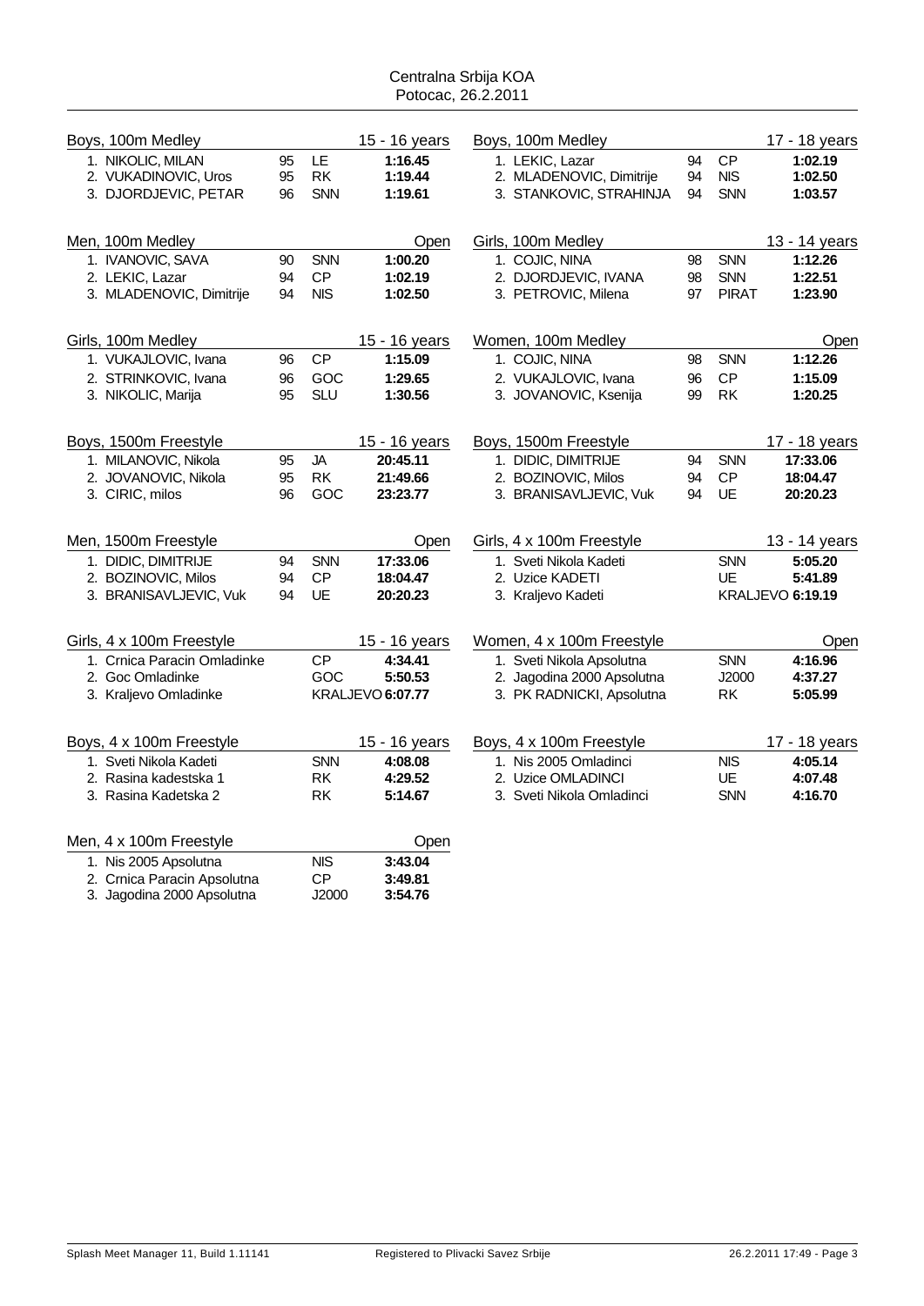Centralna Srbija KOA
Potocac, 26.2.2011

## Boys, 100m Medley — 15 - 16 years

| | | | |
|---|---|---|---|
| 1. NIKOLIC, MILAN | 95 | LE | **1:16.45** |
| 2. VUKADINOVIC, Uros | 95 | RK | **1:19.44** |
| 3. DJORDJEVIC, PETAR | 96 | SNN | **1:19.61** |

## Boys, 100m Medley — 17 - 18 years

| | | | |
|---|---|---|---|
| 1. LEKIC, Lazar | 94 | CP | **1:02.19** |
| 2. MLADENOVIC, Dimitrije | 94 | NIS | **1:02.50** |
| 3. STANKOVIC, STRAHINJA | 94 | SNN | **1:03.57** |

## Men, 100m Medley — Open

| | | | |
|---|---|---|---|
| 1. IVANOVIC, SAVA | 90 | SNN | **1:00.20** |
| 2. LEKIC, Lazar | 94 | CP | **1:02.19** |
| 3. MLADENOVIC, Dimitrije | 94 | NIS | **1:02.50** |

## Girls, 100m Medley — 13 - 14 years

| | | | |
|---|---|---|---|
| 1. COJIC, NINA | 98 | SNN | **1:12.26** |
| 2. DJORDJEVIC, IVANA | 98 | SNN | **1:22.51** |
| 3. PETROVIC, Milena | 97 | PIRAT | **1:23.90** |

## Girls, 100m Medley — 15 - 16 years

| | | | |
|---|---|---|---|
| 1. VUKAJLOVIC, Ivana | 96 | CP | **1:15.09** |
| 2. STRINKOVIC, Ivana | 96 | GOC | **1:29.65** |
| 3. NIKOLIC, Marija | 95 | SLU | **1:30.56** |

## Women, 100m Medley — Open

| | | | |
|---|---|---|---|
| 1. COJIC, NINA | 98 | SNN | **1:12.26** |
| 2. VUKAJLOVIC, Ivana | 96 | CP | **1:15.09** |
| 3. JOVANOVIC, Ksenija | 99 | RK | **1:20.25** |

## Boys, 1500m Freestyle — 15 - 16 years

| | | | |
|---|---|---|---|
| 1. MILANOVIC, Nikola | 95 | JA | **20:45.11** |
| 2. JOVANOVIC, Nikola | 95 | RK | **21:49.66** |
| 3. CIRIC, milos | 96 | GOC | **23:23.77** |

## Boys, 1500m Freestyle — 17 - 18 years

| | | | |
|---|---|---|---|
| 1. DIDIC, DIMITRIJE | 94 | SNN | **17:33.06** |
| 2. BOZINOVIC, Milos | 94 | CP | **18:04.47** |
| 3. BRANISAVLJEVIC, Vuk | 94 | UE | **20:20.23** |

## Men, 1500m Freestyle — Open

| | | | |
|---|---|---|---|
| 1. DIDIC, DIMITRIJE | 94 | SNN | **17:33.06** |
| 2. BOZINOVIC, Milos | 94 | CP | **18:04.47** |
| 3. BRANISAVLJEVIC, Vuk | 94 | UE | **20:20.23** |

## Girls, 4 x 100m Freestyle — 13 - 14 years

| | | |
|---|---|---|
| 1. Sveti Nikola Kadeti | SNN | **5:05.20** |
| 2. Uzice KADETI | UE | **5:41.89** |
| 3. Kraljevo Kadeti | KRALJEVO | **6:19.19** |

## Girls, 4 x 100m Freestyle — 15 - 16 years

| | | |
|---|---|---|
| 1. Crnica Paracin Omladinke | CP | **4:34.41** |
| 2. Goc Omladinke | GOC | **5:50.53** |
| 3. Kraljevo Omladinke | KRALJEVO | **6:07.77** |

## Women, 4 x 100m Freestyle — Open

| | | |
|---|---|---|
| 1. Sveti Nikola Apsolutna | SNN | **4:16.96** |
| 2. Jagodina 2000 Apsolutna | J2000 | **4:37.27** |
| 3. PK RADNICKI, Apsolutna | RK | **5:05.99** |

## Boys, 4 x 100m Freestyle — 15 - 16 years

| | | |
|---|---|---|
| 1. Sveti Nikola Kadeti | SNN | **4:08.08** |
| 2. Rasina kadestska 1 | RK | **4:29.52** |
| 3. Rasina Kadetska 2 | RK | **5:14.67** |

## Boys, 4 x 100m Freestyle — 17 - 18 years

| | | |
|---|---|---|
| 1. Nis 2005 Omladinci | NIS | **4:05.14** |
| 2. Uzice OMLADINCI | UE | **4:07.48** |
| 3. Sveti Nikola Omladinci | SNN | **4:16.70** |

## Men, 4 x 100m Freestyle — Open

| | | |
|---|---|---|
| 1. Nis 2005 Apsolutna | NIS | **3:43.04** |
| 2. Crnica Paracin Apsolutna | CP | **3:49.81** |
| 3. Jagodina 2000 Apsolutna | J2000 | **3:54.76** |

Splash Meet Manager 11, Build 1.11141 — Registered to Plivacki Savez Srbije — 26.2.2011 17:49